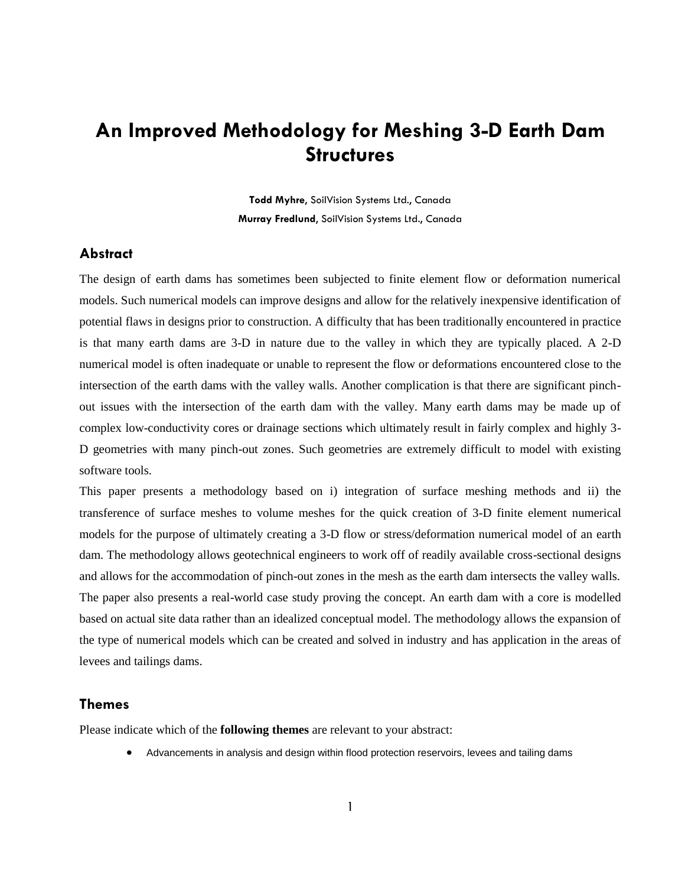# An Improved Methodology for Meshing 3-D Earth Dam Structures

**Todd Myhre,** SoilVision Systems Ltd., Canada

**Murray Fredlund,** SoilVision Systems Ltd., Canada

## Abstract

The design of earth dams has sometimes been subjected to finite element flow or deformation numerical models. Such numerical models can improve designs and allow for the relatively inexpensive identification of potential flaws in designs prior to construction. A difficulty that has been traditionally encountered in practice is that many earth dams are 3-D in nature due to the valley in which they are typically placed. A 2-D numerical model is often inadequate or unable to represent the flow or deformations encountered close to the intersection of the earth dams with the valley walls. Another complication is that there are significant pinch-out issues with the intersection of the earth dam with the valley. Many earth dams may be made up of complex low-conductivity cores or drainage sections which ultimately result in fairly complex and highly 3-D geometries with many pinch-out zones. Such geometries are extremely difficult to model with existing software tools.

This paper presents a methodology based on i) integration of surface meshing methods and ii) the transference of surface meshes to volume meshes for the quick creation of 3-D finite element numerical models for the purpose of ultimately creating a 3-D flow or stress/deformation numerical model of an earth dam. The methodology allows geotechnical engineers to work off of readily available cross-sectional designs and allows for the accommodation of pinch-out zones in the mesh as the earth dam intersects the valley walls. The paper also presents a real-world case study proving the concept. An earth dam with a core is modelled based on actual site data rather than an idealized conceptual model. The methodology allows the expansion of the type of numerical models which can be created and solved in industry and has application in the areas of levees and tailings dams.

## Themes

Please indicate which of the **following themes** are relevant to your abstract:

- Advancements in analysis and design within flood protection reservoirs, levees and tailing dams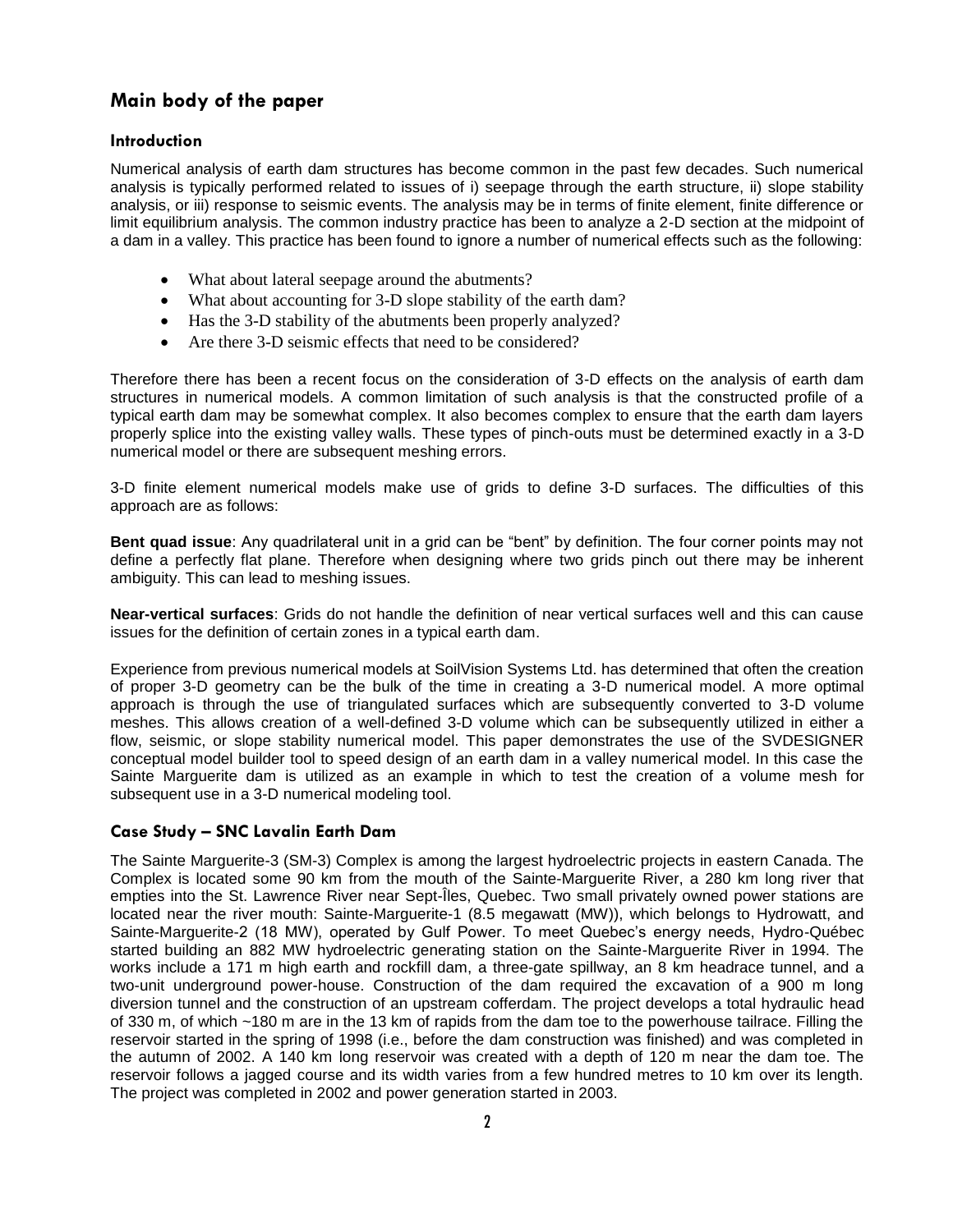## Main body of the paper

### Introduction

Numerical analysis of earth dam structures has become common in the past few decades. Such numerical analysis is typically performed related to issues of i) seepage through the earth structure, ii) slope stability analysis, or iii) response to seismic events. The analysis may be in terms of finite element, finite difference or limit equilibrium analysis. The common industry practice has been to analyze a 2-D section at the midpoint of a dam in a valley. This practice has been found to ignore a number of numerical effects such as the following:

- What about lateral seepage around the abutments?
- What about accounting for 3-D slope stability of the earth dam?
- Has the 3-D stability of the abutments been properly analyzed?
- Are there 3-D seismic effects that need to be considered?

Therefore there has been a recent focus on the consideration of 3-D effects on the analysis of earth dam structures in numerical models. A common limitation of such analysis is that the constructed profile of a typical earth dam may be somewhat complex. It also becomes complex to ensure that the earth dam layers properly splice into the existing valley walls. These types of pinch-outs must be determined exactly in a 3-D numerical model or there are subsequent meshing errors.

3-D finite element numerical models make use of grids to define 3-D surfaces. The difficulties of this approach are as follows:

**Bent quad issue**: Any quadrilateral unit in a grid can be "bent" by definition. The four corner points may not define a perfectly flat plane. Therefore when designing where two grids pinch out there may be inherent ambiguity. This can lead to meshing issues.

**Near-vertical surfaces**: Grids do not handle the definition of near vertical surfaces well and this can cause issues for the definition of certain zones in a typical earth dam.

Experience from previous numerical models at SoilVision Systems Ltd. has determined that often the creation of proper 3-D geometry can be the bulk of the time in creating a 3-D numerical model. A more optimal approach is through the use of triangulated surfaces which are subsequently converted to 3-D volume meshes. This allows creation of a well-defined 3-D volume which can be subsequently utilized in either a flow, seismic, or slope stability numerical model. This paper demonstrates the use of the SVDESIGNER conceptual model builder tool to speed design of an earth dam in a valley numerical model. In this case the Sainte Marguerite dam is utilized as an example in which to test the creation of a volume mesh for subsequent use in a 3-D numerical modeling tool.

### Case Study – SNC Lavalin Earth Dam

The Sainte Marguerite-3 (SM-3) Complex is among the largest hydroelectric projects in eastern Canada. The Complex is located some 90 km from the mouth of the Sainte-Marguerite River, a 280 km long river that empties into the St. Lawrence River near Sept-Îles, Quebec. Two small privately owned power stations are located near the river mouth: Sainte-Marguerite-1 (8.5 megawatt (MW)), which belongs to Hydrowatt, and Sainte-Marguerite-2 (18 MW), operated by Gulf Power. To meet Quebec's energy needs, Hydro-Québec started building an 882 MW hydroelectric generating station on the Sainte-Marguerite River in 1994. The works include a 171 m high earth and rockfill dam, a three-gate spillway, an 8 km headrace tunnel, and a two-unit underground power-house. Construction of the dam required the excavation of a 900 m long diversion tunnel and the construction of an upstream cofferdam. The project develops a total hydraulic head of 330 m, of which ~180 m are in the 13 km of rapids from the dam toe to the powerhouse tailrace. Filling the reservoir started in the spring of 1998 (i.e., before the dam construction was finished) and was completed in the autumn of 2002. A 140 km long reservoir was created with a depth of 120 m near the dam toe. The reservoir follows a jagged course and its width varies from a few hundred metres to 10 km over its length. The project was completed in 2002 and power generation started in 2003.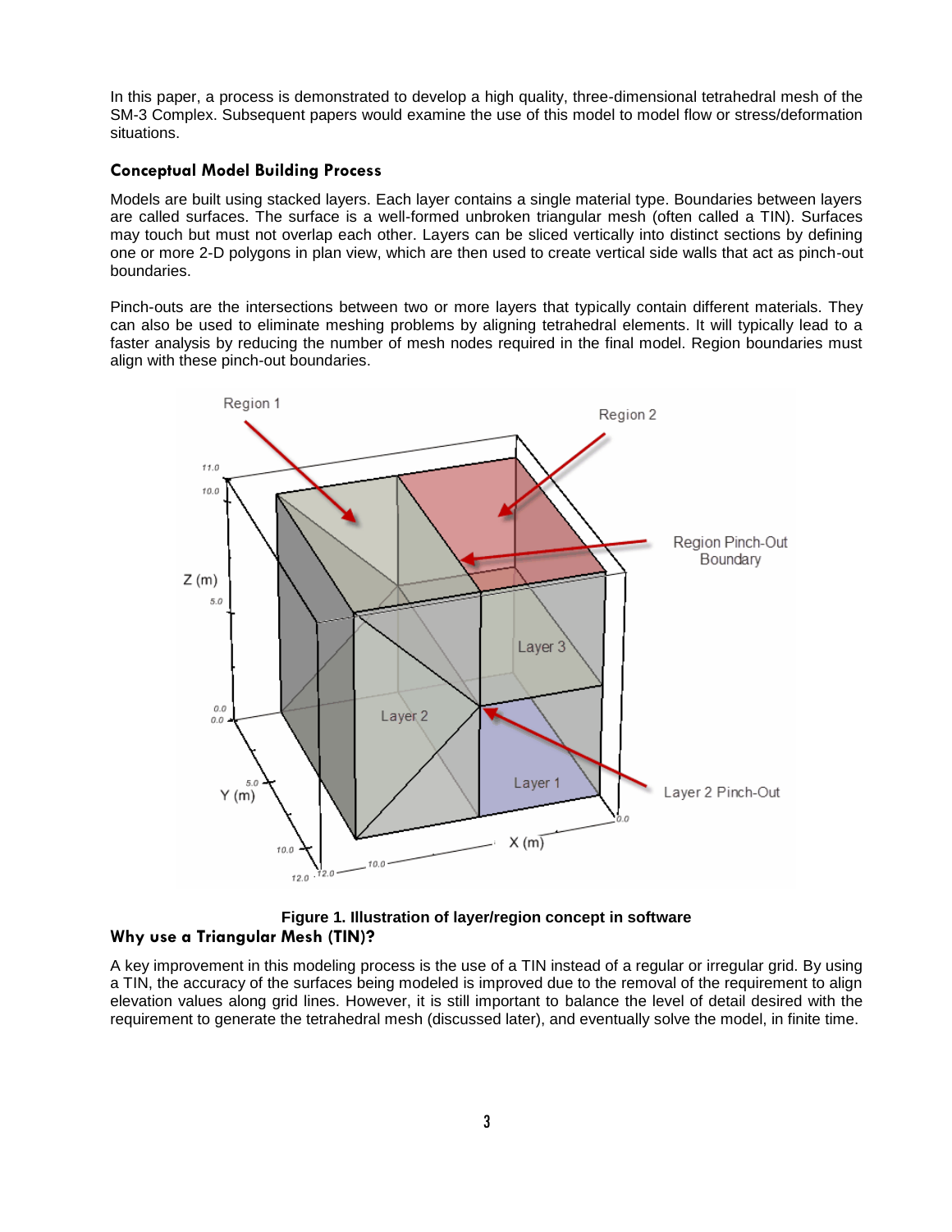In this paper, a process is demonstrated to develop a high quality, three-dimensional tetrahedral mesh of the SM-3 Complex. Subsequent papers would examine the use of this model to model flow or stress/deformation situations.

## Conceptual Model Building Process

Models are built using stacked layers. Each layer contains a single material type. Boundaries between layers are called surfaces. The surface is a well-formed unbroken triangular mesh (often called a TIN). Surfaces may touch but must not overlap each other. Layers can be sliced vertically into distinct sections by defining one or more 2-D polygons in plan view, which are then used to create vertical side walls that act as pinch-out boundaries.

Pinch-outs are the intersections between two or more layers that typically contain different materials. They can also be used to eliminate meshing problems by aligning tetrahedral elements. It will typically lead to a faster analysis by reducing the number of mesh nodes required in the final model. Region boundaries must align with these pinch-out boundaries.

**Figure 1. Illustration of layer/region concept in software**

## Why use a Triangular Mesh (TIN)?

A key improvement in this modeling process is the use of a TIN instead of a regular or irregular grid. By using a TIN, the accuracy of the surfaces being modeled is improved due to the removal of the requirement to align elevation values along grid lines. However, it is still important to balance the level of detail desired with the requirement to generate the tetrahedral mesh (discussed later), and eventually solve the model, in finite time.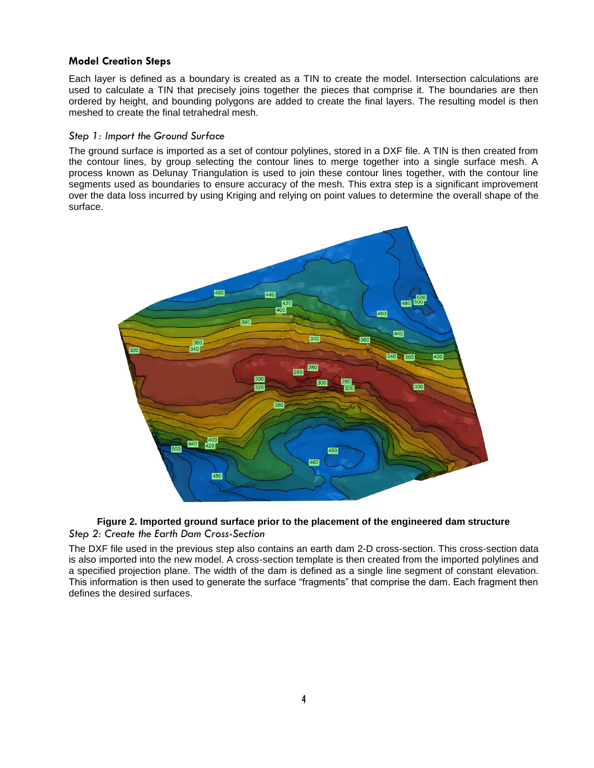### Model Creation Steps

Each layer is defined as a boundary is created as a TIN to create the model. Intersection calculations are used to calculate a TIN that precisely joins together the pieces that comprise it. The boundaries are then ordered by height, and bounding polygons are added to create the final layers. The resulting model is then meshed to create the final tetrahedral mesh.

#### *Step 1: Import the Ground Surface*

The ground surface is imported as a set of contour polylines, stored in a DXF file. A TIN is then created from the contour lines, by group selecting the contour lines to merge together into a single surface mesh. A process known as Delunay Triangulation is used to join these contour lines together, with the contour line segments used as boundaries to ensure accuracy of the mesh. This extra step is a significant improvement over the data loss incurred by using Kriging and relying on point values to determine the overall shape of the surface.

**Figure 2. Imported ground surface prior to the placement of the engineered dam structure**

#### *Step 2: Create the Earth Dam Cross-Section*

The DXF file used in the previous step also contains an earth dam 2-D cross-section. This cross-section data is also imported into the new model. A cross-section template is then created from the imported polylines and a specified projection plane. The width of the dam is defined as a single line segment of constant elevation. This information is then used to generate the surface "fragments" that comprise the dam. Each fragment then defines the desired surfaces.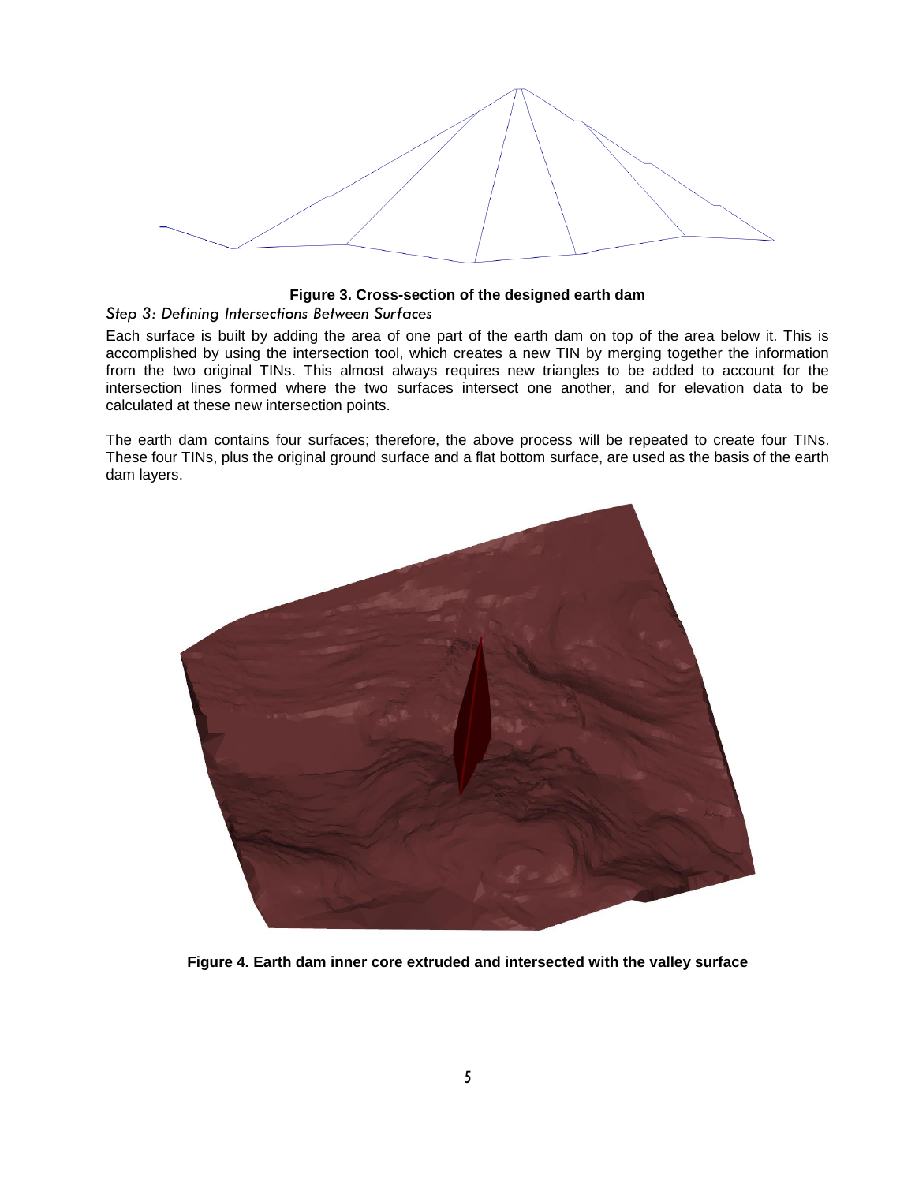**Figure 3. Cross-section of the designed earth dam**

### *Step 3: Defining Intersections Between Surfaces*

Each surface is built by adding the area of one part of the earth dam on top of the area below it. This is accomplished by using the intersection tool, which creates a new TIN by merging together the information from the two original TINs. This almost always requires new triangles to be added to account for the intersection lines formed where the two surfaces intersect one another, and for elevation data to be calculated at these new intersection points.

The earth dam contains four surfaces; therefore, the above process will be repeated to create four TINs. These four TINs, plus the original ground surface and a flat bottom surface, are used as the basis of the earth dam layers.

**Figure 4. Earth dam inner core extruded and intersected with the valley surface**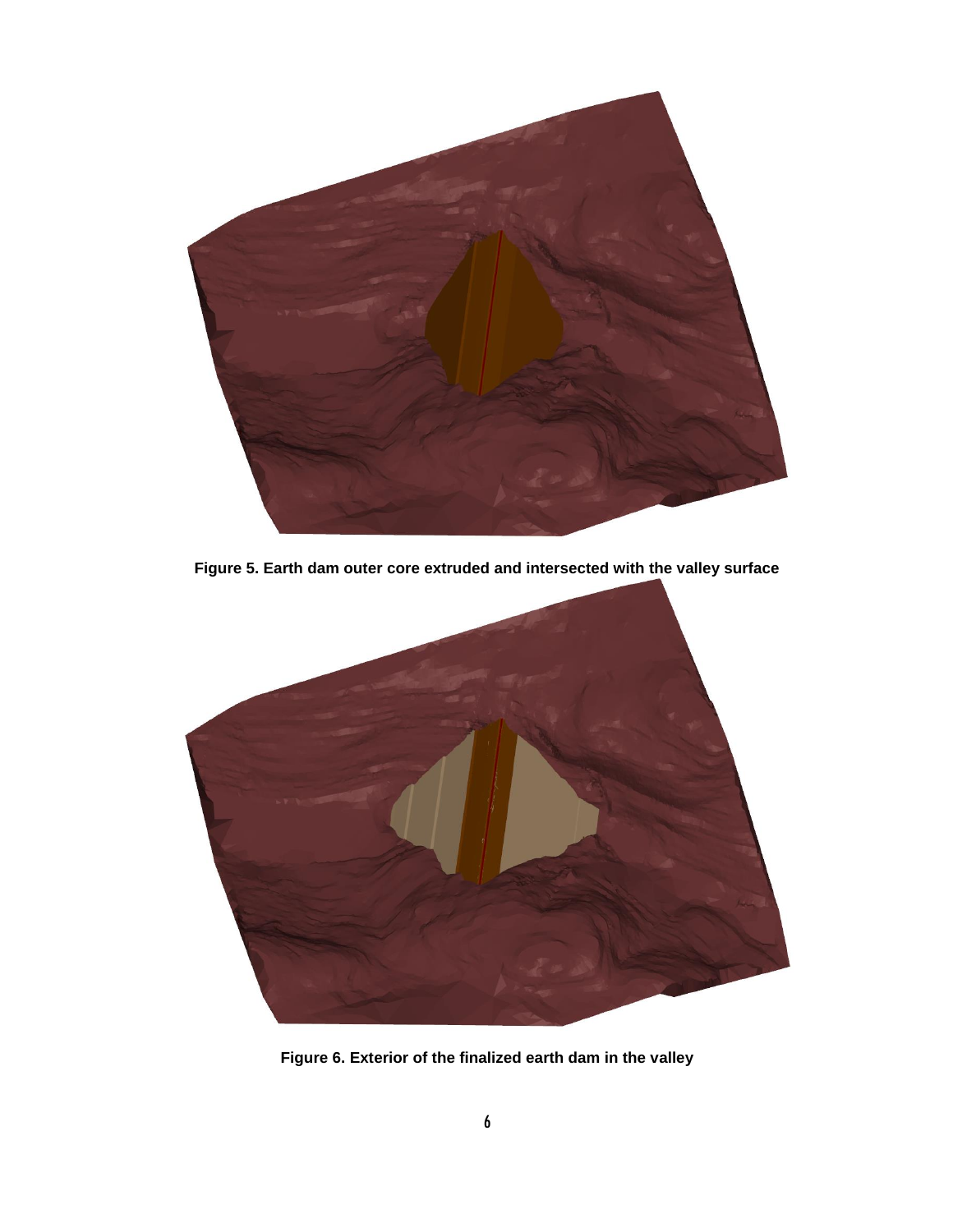**Figure 5. Earth dam outer core extruded and intersected with the valley surface**

**Figure 6. Exterior of the finalized earth dam in the valley**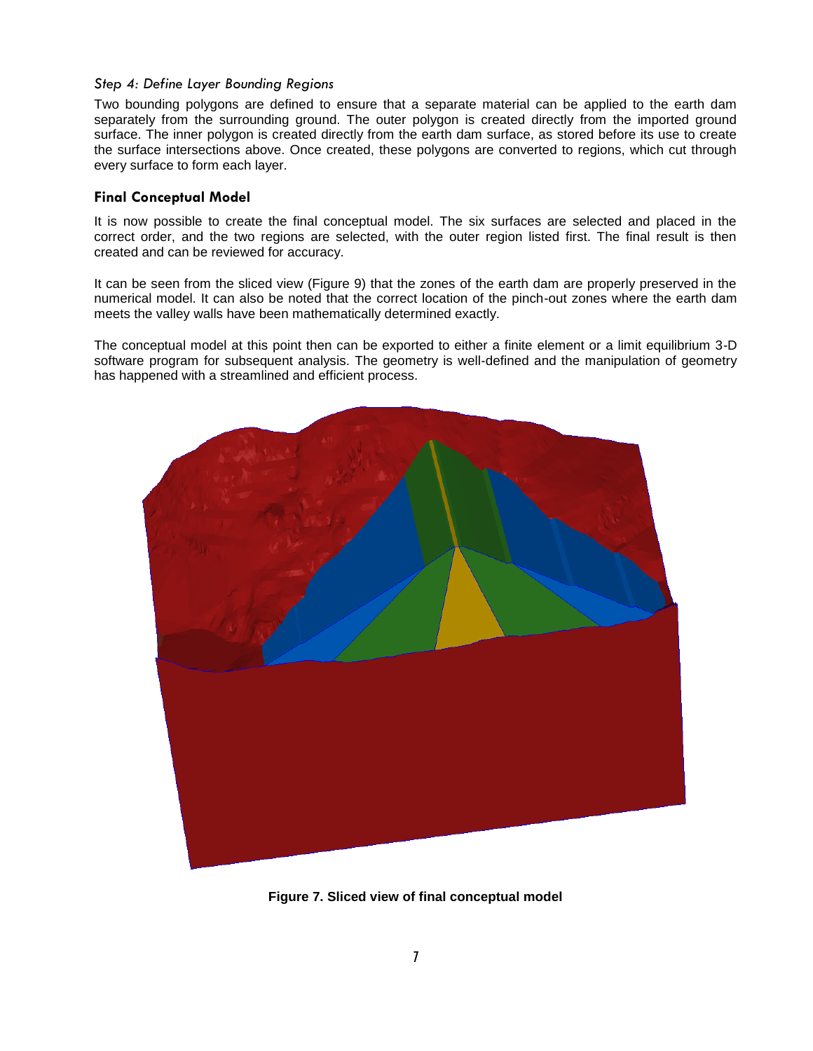### *Step 4: Define Layer Bounding Regions*

Two bounding polygons are defined to ensure that a separate material can be applied to the earth dam separately from the surrounding ground. The outer polygon is created directly from the imported ground surface. The inner polygon is created directly from the earth dam surface, as stored before its use to create the surface intersections above. Once created, these polygons are converted to regions, which cut through every surface to form each layer.

## **Final Conceptual Model**

It is now possible to create the final conceptual model. The six surfaces are selected and placed in the correct order, and the two regions are selected, with the outer region listed first. The final result is then created and can be reviewed for accuracy.

It can be seen from the sliced view (Figure 9) that the zones of the earth dam are properly preserved in the numerical model. It can also be noted that the correct location of the pinch-out zones where the earth dam meets the valley walls have been mathematically determined exactly.

The conceptual model at this point then can be exported to either a finite element or a limit equilibrium 3-D software program for subsequent analysis. The geometry is well-defined and the manipulation of geometry has happened with a streamlined and efficient process.

**Figure 7. Sliced view of final conceptual model**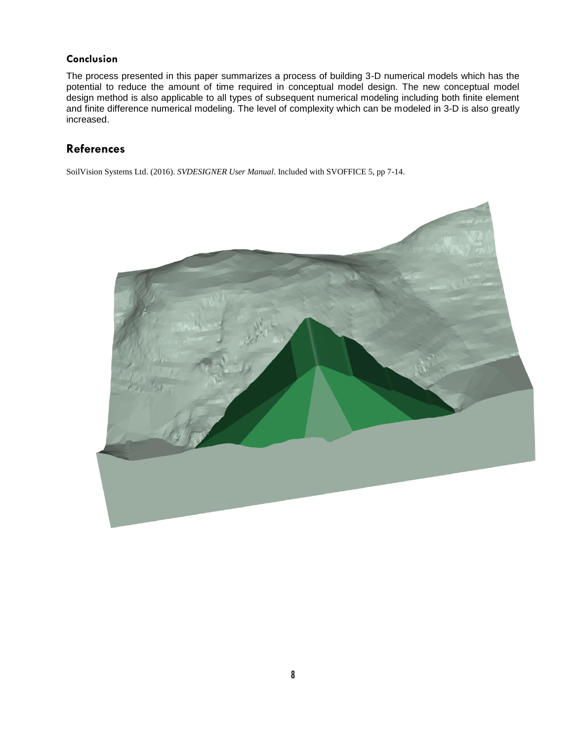## Conclusion

The process presented in this paper summarizes a process of building 3-D numerical models which has the potential to reduce the amount of time required in conceptual model design. The new conceptual model design method is also applicable to all types of subsequent numerical modeling including both finite element and finite difference numerical modeling. The level of complexity which can be modeled in 3-D is also greatly increased.

# References

SoilVision Systems Ltd. (2016). *SVDESIGNER User Manual*. Included with SVOFFICE 5, pp 7-14.